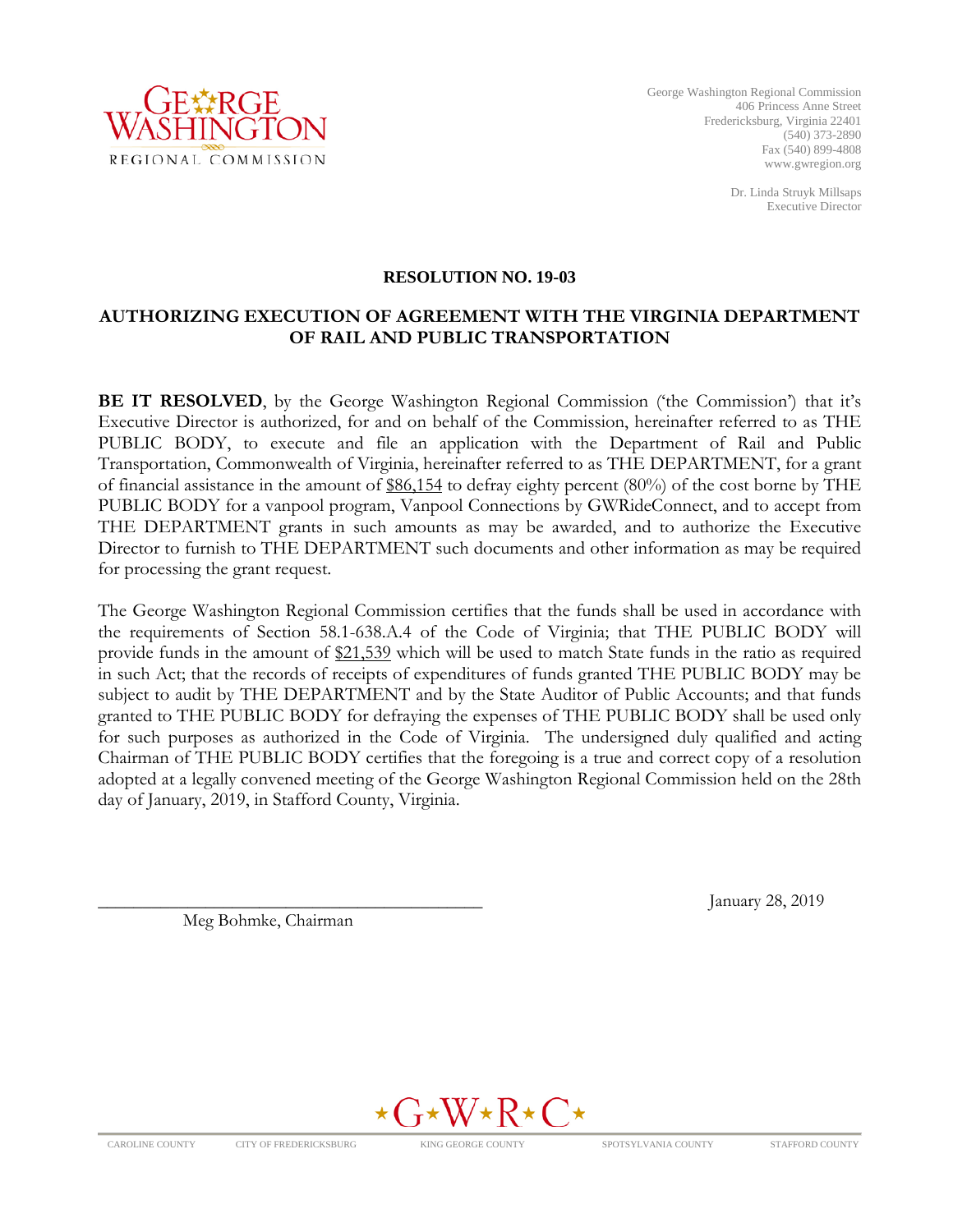George Washington Regional Commission
406 Princess Anne Street
Fredericksburg, Virginia 22401
(540) 373-2890
Fax (540) 899-4808
www.gwregion.org

Dr. Linda Struyk Millsaps
Executive Director

**RESOLUTION NO. 19-03**

**AUTHORIZING EXECUTION OF AGREEMENT WITH THE VIRGINIA DEPARTMENT OF RAIL AND PUBLIC TRANSPORTATION**

**BE IT RESOLVED**, by the George Washington Regional Commission ('the Commission') that it's Executive Director is authorized, for and on behalf of the Commission, hereinafter referred to as THE PUBLIC BODY, to execute and file an application with the Department of Rail and Public Transportation, Commonwealth of Virginia, hereinafter referred to as THE DEPARTMENT, for a grant of financial assistance in the amount of $86,154 to defray eighty percent (80%) of the cost borne by THE PUBLIC BODY for a vanpool program, Vanpool Connections by GWRideConnect, and to accept from THE DEPARTMENT grants in such amounts as may be awarded, and to authorize the Executive Director to furnish to THE DEPARTMENT such documents and other information as may be required for processing the grant request.

The George Washington Regional Commission certifies that the funds shall be used in accordance with the requirements of Section 58.1-638.A.4 of the Code of Virginia; that THE PUBLIC BODY will provide funds in the amount of $21,539 which will be used to match State funds in the ratio as required in such Act; that the records of receipts of expenditures of funds granted THE PUBLIC BODY may be subject to audit by THE DEPARTMENT and by the State Auditor of Public Accounts; and that funds granted to THE PUBLIC BODY for defraying the expenses of THE PUBLIC BODY shall be used only for such purposes as authorized in the Code of Virginia. The undersigned duly qualified and acting Chairman of THE PUBLIC BODY certifies that the foregoing is a true and correct copy of a resolution adopted at a legally convened meeting of the George Washington Regional Commission held on the 28th day of January, 2019, in Stafford County, Virginia.

\_\_\_\_\_\_\_\_\_\_\_\_\_\_\_\_\_\_\_\_\_\_\_\_\_\_\_\_\_\_\_\_\_\_\_\_\_\_\_\_ January 28, 2019

Meg Bohmke, Chairman

CAROLINE COUNTY — CITY OF FREDERICKSBURG — KING GEORGE COUNTY — SPOTSYLVANIA COUNTY — STAFFORD COUNTY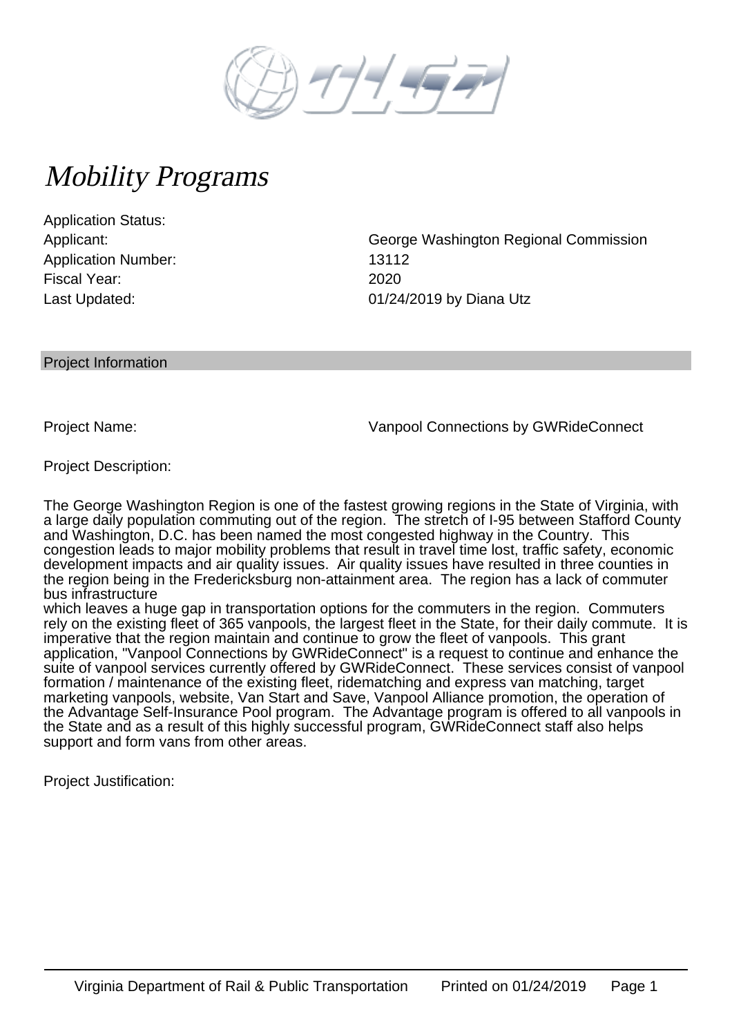# Mobility Programs

| | |
|---|---|
| Application Status: | |
| Applicant: | George Washington Regional Commission |
| Application Number: | 13112 |
| Fiscal Year: | 2020 |
| Last Updated: | 01/24/2019 by Diana Utz |

## Project Information

Project Name: Vanpool Connections by GWRideConnect

Project Description:

The George Washington Region is one of the fastest growing regions in the State of Virginia, with a large daily population commuting out of the region. The stretch of I-95 between Stafford County and Washington, D.C. has been named the most congested highway in the Country. This congestion leads to major mobility problems that result in travel time lost, traffic safety, economic development impacts and air quality issues. Air quality issues have resulted in three counties in the region being in the Fredericksburg non-attainment area. The region has a lack of commuter bus infrastructure
which leaves a huge gap in transportation options for the commuters in the region. Commuters rely on the existing fleet of 365 vanpools, the largest fleet in the State, for their daily commute. It is imperative that the region maintain and continue to grow the fleet of vanpools. This grant application, "Vanpool Connections by GWRideConnect" is a request to continue and enhance the suite of vanpool services currently offered by GWRideConnect. These services consist of vanpool formation / maintenance of the existing fleet, ridematching and express van matching, target marketing vanpools, website, Van Start and Save, Vanpool Alliance promotion, the operation of the Advantage Self-Insurance Pool program. The Advantage program is offered to all vanpools in the State and as a result of this highly successful program, GWRideConnect staff also helps support and form vans from other areas.

Project Justification: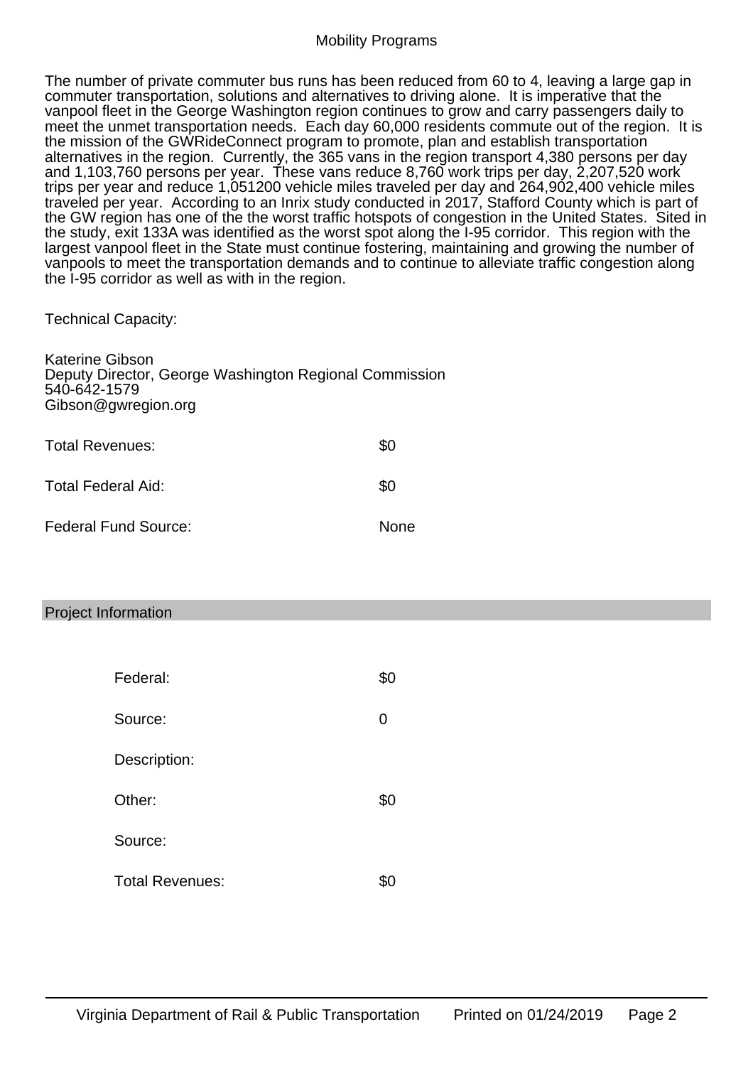Mobility Programs

The number of private commuter bus runs has been reduced from 60 to 4, leaving a large gap in commuter transportation, solutions and alternatives to driving alone. It is imperative that the vanpool fleet in the George Washington region continues to grow and carry passengers daily to meet the unmet transportation needs. Each day 60,000 residents commute out of the region. It is the mission of the GWRideConnect program to promote, plan and establish transportation alternatives in the region. Currently, the 365 vans in the region transport 4,380 persons per day and 1,103,760 persons per year. These vans reduce 8,760 work trips per day, 2,207,520 work trips per year and reduce 1,051200 vehicle miles traveled per day and 264,902,400 vehicle miles traveled per year. According to an Inrix study conducted in 2017, Stafford County which is part of the GW region has one of the the worst traffic hotspots of congestion in the United States. Sited in the study, exit 133A was identified as the worst spot along the I-95 corridor. This region with the largest vanpool fleet in the State must continue fostering, maintaining and growing the number of vanpools to meet the transportation demands and to continue to alleviate traffic congestion along the I-95 corridor as well as with in the region.

Technical Capacity:

Katerine Gibson
Deputy Director, George Washington Regional Commission
540-642-1579
Gibson@gwregion.org

| | |
|---|---|
| Total Revenues: | $0 |
| Total Federal Aid: | $0 |
| Federal Fund Source: | None |

## Project Information

| | |
|---|---|
| Federal: | $0 |
| Source: | 0 |
| Description: | |
| Other: | $0 |
| Source: | |
| Total Revenues: | $0 |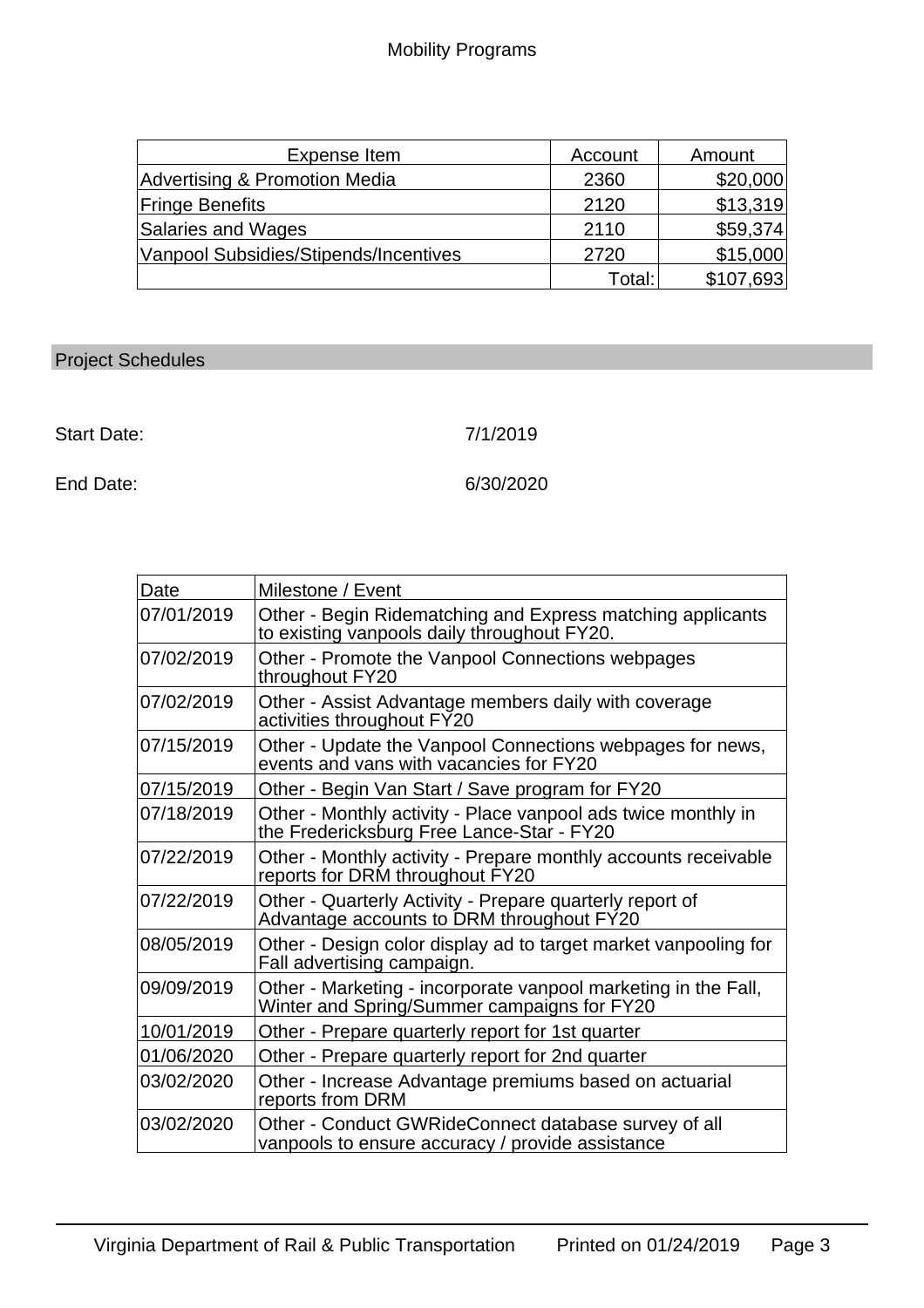Mobility Programs

| Expense Item | Account | Amount |
|---|---|---|
| Advertising & Promotion Media | 2360 | $20,000 |
| Fringe Benefits | 2120 | $13,319 |
| Salaries and Wages | 2110 | $59,374 |
| Vanpool Subsidies/Stipends/Incentives | 2720 | $15,000 |
| | Total: | $107,693 |

## Project Schedules

Start Date: 7/1/2019

End Date: 6/30/2020

| Date | Milestone / Event |
|---|---|
| 07/01/2019 | Other - Begin Ridematching and Express matching applicants to existing vanpools daily throughout FY20. |
| 07/02/2019 | Other - Promote the Vanpool Connections webpages throughout FY20 |
| 07/02/2019 | Other - Assist Advantage members daily with coverage activities throughout FY20 |
| 07/15/2019 | Other - Update the Vanpool Connections webpages for news, events and vans with vacancies for FY20 |
| 07/15/2019 | Other - Begin Van Start / Save program for FY20 |
| 07/18/2019 | Other - Monthly activity - Place vanpool ads twice monthly in the Fredericksburg Free Lance-Star - FY20 |
| 07/22/2019 | Other - Monthly activity - Prepare monthly accounts receivable reports for DRM throughout FY20 |
| 07/22/2019 | Other - Quarterly Activity - Prepare quarterly report of Advantage accounts to DRM throughout FY20 |
| 08/05/2019 | Other - Design color display ad to target market vanpooling for Fall advertising campaign. |
| 09/09/2019 | Other - Marketing - incorporate vanpool marketing in the Fall, Winter and Spring/Summer campaigns for FY20 |
| 10/01/2019 | Other - Prepare quarterly report for 1st quarter |
| 01/06/2020 | Other - Prepare quarterly report for 2nd quarter |
| 03/02/2020 | Other - Increase Advantage premiums based on actuarial reports from DRM |
| 03/02/2020 | Other - Conduct GWRideConnect database survey of all vanpools to ensure accuracy / provide assistance |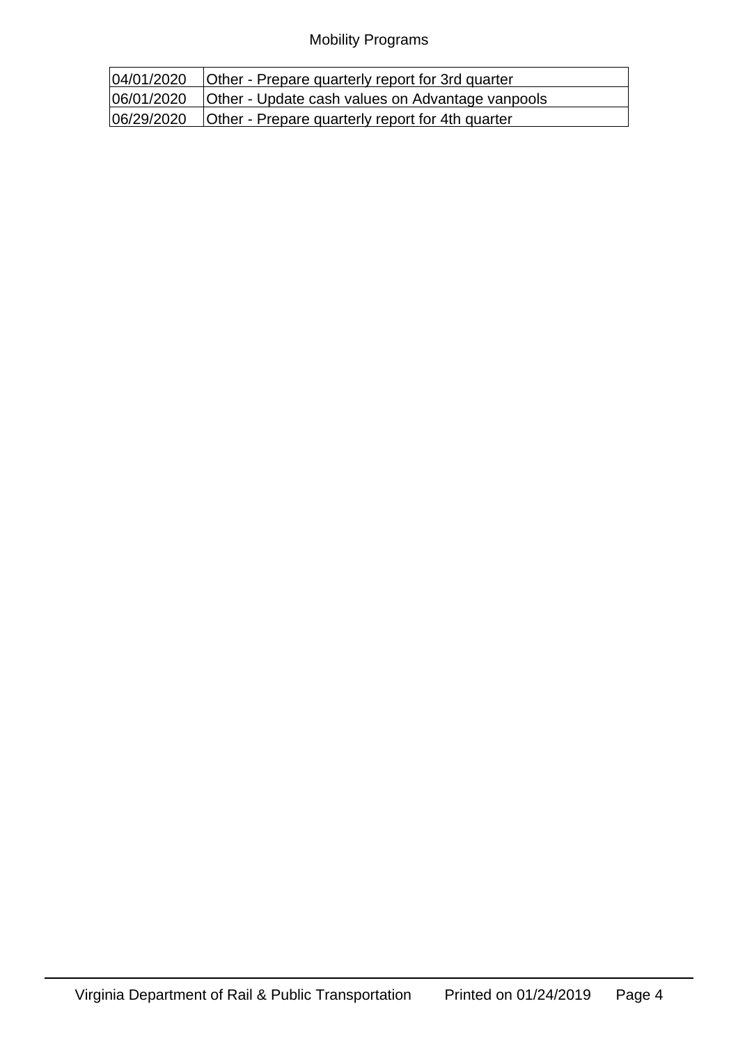Mobility Programs

| | |
|---|---|
| 04/01/2020 | Other - Prepare quarterly report for 3rd quarter |
| 06/01/2020 | Other - Update cash values on Advantage vanpools |
| 06/29/2020 | Other - Prepare quarterly report for 4th quarter |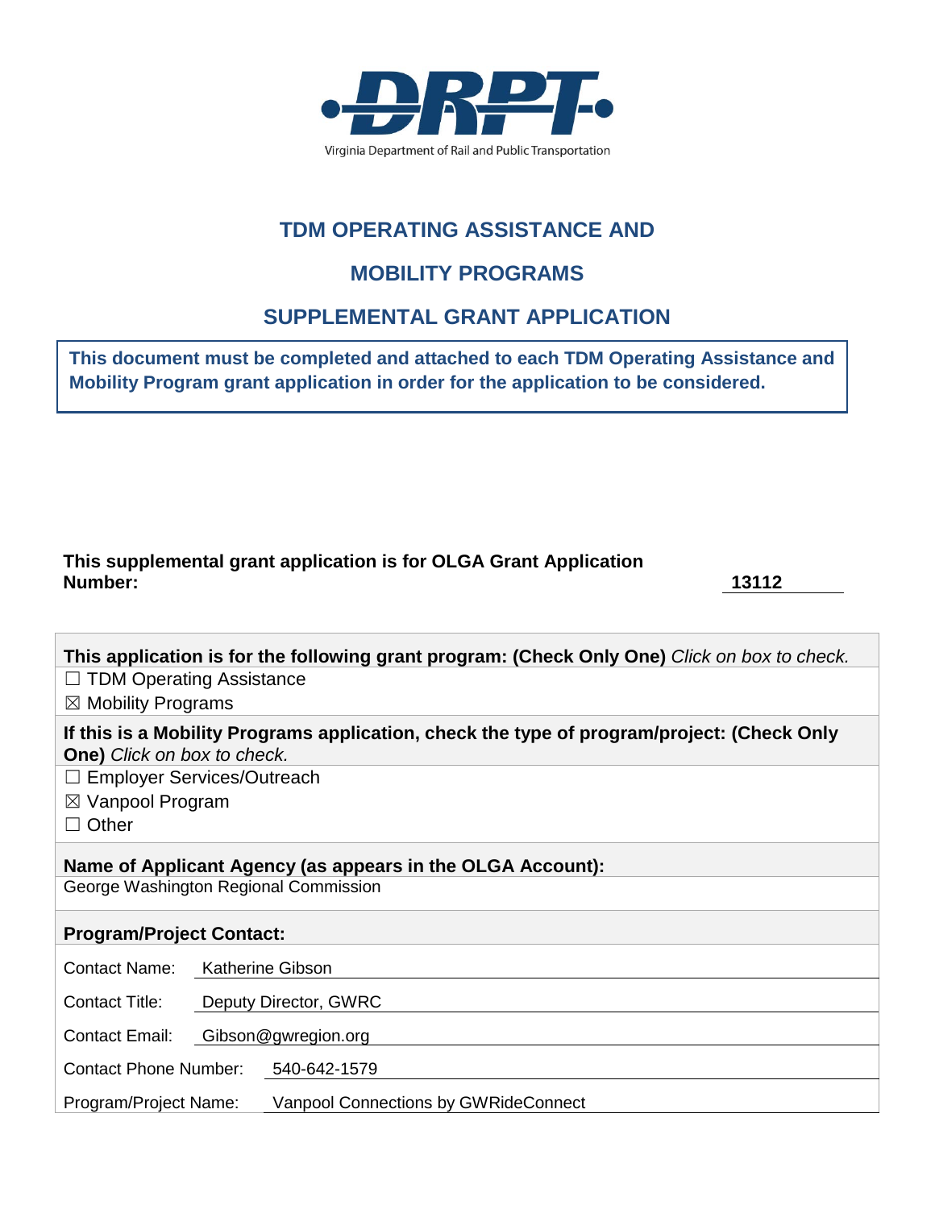DRPT

Virginia Department of Rail and Public Transportation

# TDM OPERATING ASSISTANCE AND

# MOBILITY PROGRAMS

# SUPPLEMENTAL GRANT APPLICATION

**This document must be completed and attached to each TDM Operating Assistance and Mobility Program grant application in order for the application to be considered.**

**This supplemental grant application is for OLGA Grant Application Number:** **13112**

**This application is for the following grant program: (Check Only One)** *Click on box to check.*

☐ TDM Operating Assistance

☒ Mobility Programs

**If this is a Mobility Programs application, check the type of program/project: (Check Only One)** *Click on box to check.*

☐ Employer Services/Outreach

☒ Vanpool Program

☐ Other

**Name of Applicant Agency (as appears in the OLGA Account):**

George Washington Regional Commission

**Program/Project Contact:**

Contact Name: Katherine Gibson

Contact Title: Deputy Director, GWRC

Contact Email: Gibson@gwregion.org

Contact Phone Number: 540-642-1579

Program/Project Name: Vanpool Connections by GWRideConnect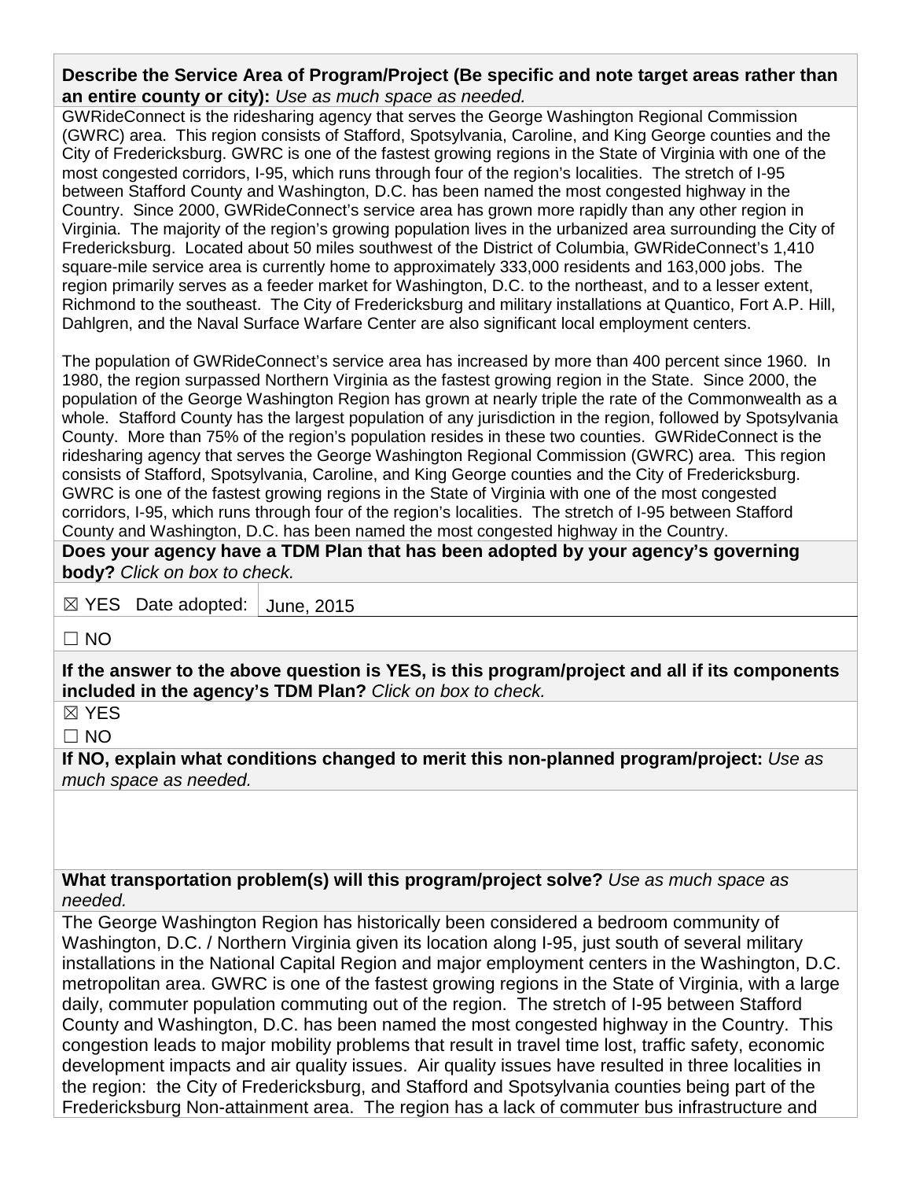**Describe the Service Area of Program/Project (Be specific and note target areas rather than an entire county or city):** *Use as much space as needed.*

GWRideConnect is the ridesharing agency that serves the George Washington Regional Commission (GWRC) area. This region consists of Stafford, Spotsylvania, Caroline, and King George counties and the City of Fredericksburg. GWRC is one of the fastest growing regions in the State of Virginia with one of the most congested corridors, I-95, which runs through four of the region's localities. The stretch of I-95 between Stafford County and Washington, D.C. has been named the most congested highway in the Country. Since 2000, GWRideConnect's service area has grown more rapidly than any other region in Virginia. The majority of the region's growing population lives in the urbanized area surrounding the City of Fredericksburg. Located about 50 miles southwest of the District of Columbia, GWRideConnect's 1,410 square-mile service area is currently home to approximately 333,000 residents and 163,000 jobs. The region primarily serves as a feeder market for Washington, D.C. to the northeast, and to a lesser extent, Richmond to the southeast. The City of Fredericksburg and military installations at Quantico, Fort A.P. Hill, Dahlgren, and the Naval Surface Warfare Center are also significant local employment centers.

The population of GWRideConnect's service area has increased by more than 400 percent since 1960. In 1980, the region surpassed Northern Virginia as the fastest growing region in the State. Since 2000, the population of the George Washington Region has grown at nearly triple the rate of the Commonwealth as a whole. Stafford County has the largest population of any jurisdiction in the region, followed by Spotsylvania County. More than 75% of the region's population resides in these two counties. GWRideConnect is the ridesharing agency that serves the George Washington Regional Commission (GWRC) area. This region consists of Stafford, Spotsylvania, Caroline, and King George counties and the City of Fredericksburg. GWRC is one of the fastest growing regions in the State of Virginia with one of the most congested corridors, I-95, which runs through four of the region's localities. The stretch of I-95 between Stafford County and Washington, D.C. has been named the most congested highway in the Country.

**Does your agency have a TDM Plan that has been adopted by your agency's governing body?** *Click on box to check.*

☒ YES Date adopted: June, 2015

☐ NO

**If the answer to the above question is YES, is this program/project and all if its components included in the agency's TDM Plan?** *Click on box to check.*

☒ YES

☐ NO

**If NO, explain what conditions changed to merit this non-planned program/project:** *Use as much space as needed.*

**What transportation problem(s) will this program/project solve?** *Use as much space as needed.*

The George Washington Region has historically been considered a bedroom community of Washington, D.C. / Northern Virginia given its location along I-95, just south of several military installations in the National Capital Region and major employment centers in the Washington, D.C. metropolitan area. GWRC is one of the fastest growing regions in the State of Virginia, with a large daily, commuter population commuting out of the region. The stretch of I-95 between Stafford County and Washington, D.C. has been named the most congested highway in the Country. This congestion leads to major mobility problems that result in travel time lost, traffic safety, economic development impacts and air quality issues. Air quality issues have resulted in three localities in the region: the City of Fredericksburg, and Stafford and Spotsylvania counties being part of the Fredericksburg Non-attainment area. The region has a lack of commuter bus infrastructure and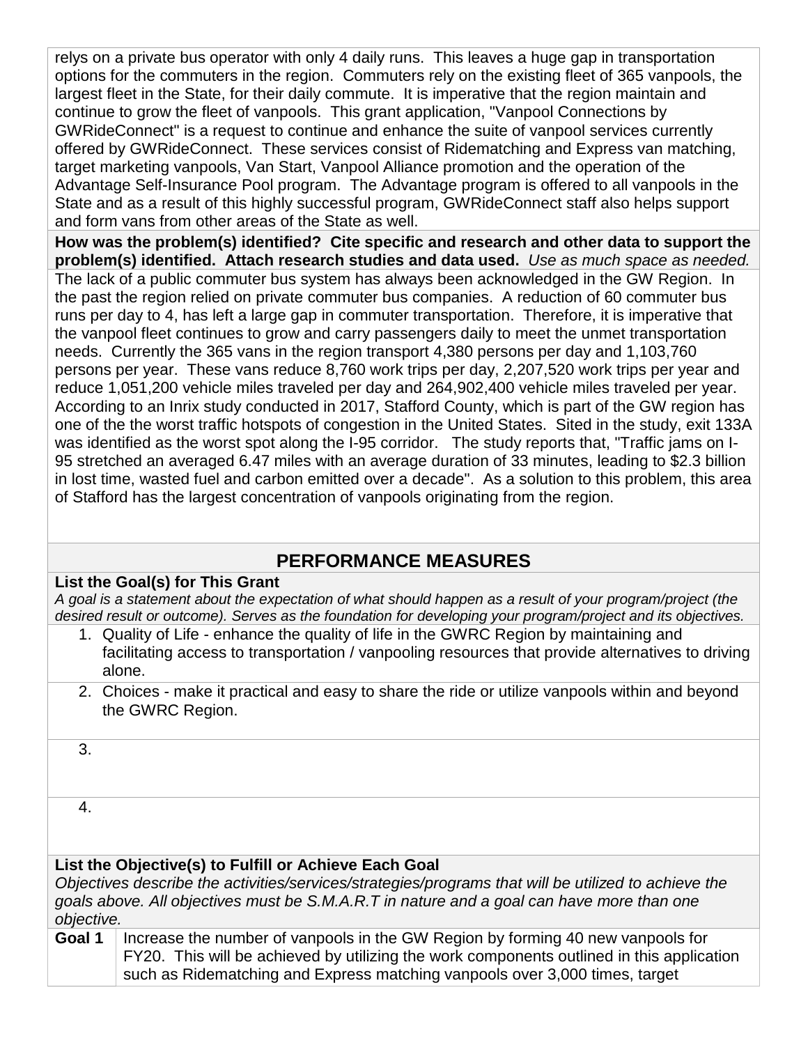relys on a private bus operator with only 4 daily runs. This leaves a huge gap in transportation options for the commuters in the region. Commuters rely on the existing fleet of 365 vanpools, the largest fleet in the State, for their daily commute. It is imperative that the region maintain and continue to grow the fleet of vanpools. This grant application, "Vanpool Connections by GWRideConnect" is a request to continue and enhance the suite of vanpool services currently offered by GWRideConnect. These services consist of Ridematching and Express van matching, target marketing vanpools, Van Start, Vanpool Alliance promotion and the operation of the Advantage Self-Insurance Pool program. The Advantage program is offered to all vanpools in the State and as a result of this highly successful program, GWRideConnect staff also helps support and form vans from other areas of the State as well.

**How was the problem(s) identified? Cite specific and research and other data to support the problem(s) identified. Attach research studies and data used.** *Use as much space as needed.*

The lack of a public commuter bus system has always been acknowledged in the GW Region. In the past the region relied on private commuter bus companies. A reduction of 60 commuter bus runs per day to 4, has left a large gap in commuter transportation. Therefore, it is imperative that the vanpool fleet continues to grow and carry passengers daily to meet the unmet transportation needs. Currently the 365 vans in the region transport 4,380 persons per day and 1,103,760 persons per year. These vans reduce 8,760 work trips per day, 2,207,520 work trips per year and reduce 1,051,200 vehicle miles traveled per day and 264,902,400 vehicle miles traveled per year. According to an Inrix study conducted in 2017, Stafford County, which is part of the GW region has one of the the worst traffic hotspots of congestion in the United States. Sited in the study, exit 133A was identified as the worst spot along the I-95 corridor. The study reports that, "Traffic jams on I-95 stretched an averaged 6.47 miles with an average duration of 33 minutes, leading to $2.3 billion in lost time, wasted fuel and carbon emitted over a decade". As a solution to this problem, this area of Stafford has the largest concentration of vanpools originating from the region.

## PERFORMANCE MEASURES

**List the Goal(s) for This Grant**

*A goal is a statement about the expectation of what should happen as a result of your program/project (the desired result or outcome). Serves as the foundation for developing your program/project and its objectives.*

1. Quality of Life - enhance the quality of life in the GWRC Region by maintaining and facilitating access to transportation / vanpooling resources that provide alternatives to driving alone.
2. Choices - make it practical and easy to share the ride or utilize vanpools within and beyond the GWRC Region.
3. 
4. 

**List the Objective(s) to Fulfill or Achieve Each Goal**

*Objectives describe the activities/services/strategies/programs that will be utilized to achieve the goals above. All objectives must be S.M.A.R.T in nature and a goal can have more than one objective.*

| | |
|---|---|
| **Goal 1** | Increase the number of vanpools in the GW Region by forming 40 new vanpools for FY20. This will be achieved by utilizing the work components outlined in this application such as Ridematching and Express matching vanpools over 3,000 times, target |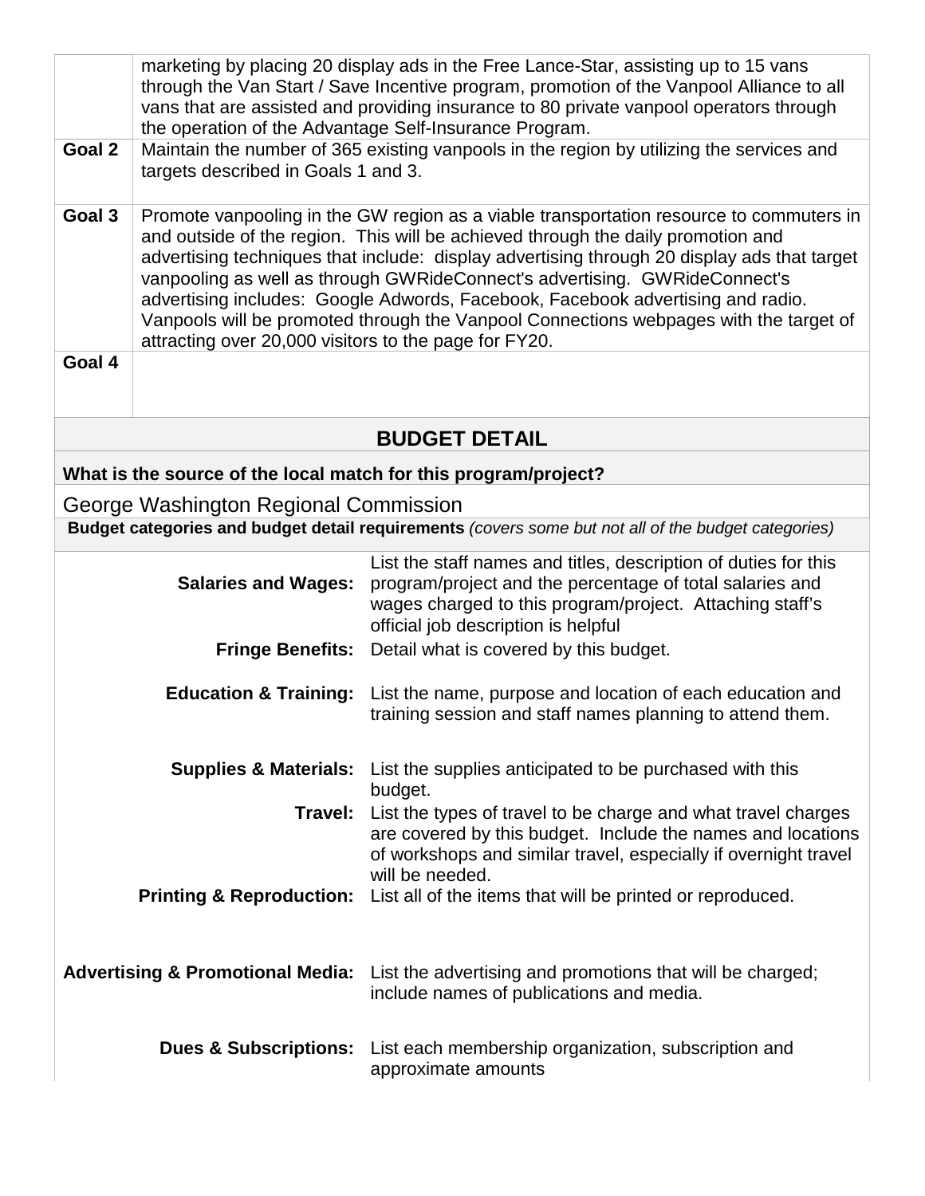| | |
|---|---|
| | marketing by placing 20 display ads in the Free Lance-Star, assisting up to 15 vans through the Van Start / Save Incentive program, promotion of the Vanpool Alliance to all vans that are assisted and providing insurance to 80 private vanpool operators through the operation of the Advantage Self-Insurance Program. |
| **Goal 2** | Maintain the number of 365 existing vanpools in the region by utilizing the services and targets described in Goals 1 and 3. |
| **Goal 3** | Promote vanpooling in the GW region as a viable transportation resource to commuters in and outside of the region. This will be achieved through the daily promotion and advertising techniques that include: display advertising through 20 display ads that target vanpooling as well as through GWRideConnect's advertising. GWRideConnect's advertising includes: Google Adwords, Facebook, Facebook advertising and radio. Vanpools will be promoted through the Vanpool Connections webpages with the target of attracting over 20,000 visitors to the page for FY20. |
| **Goal 4** | |

## BUDGET DETAIL

**What is the source of the local match for this program/project?**

George Washington Regional Commission

**Budget categories and budget detail requirements** *(covers some but not all of the budget categories)*

| | |
|---|---|
| **Salaries and Wages:** | List the staff names and titles, description of duties for this program/project and the percentage of total salaries and wages charged to this program/project. Attaching staff's official job description is helpful |
| **Fringe Benefits:** | Detail what is covered by this budget. |
| **Education & Training:** | List the name, purpose and location of each education and training session and staff names planning to attend them. |
| **Supplies & Materials:** | List the supplies anticipated to be purchased with this budget. |
| **Travel:** | List the types of travel to be charge and what travel charges are covered by this budget. Include the names and locations of workshops and similar travel, especially if overnight travel will be needed. |
| **Printing & Reproduction:** | List all of the items that will be printed or reproduced. |
| **Advertising & Promotional Media:** | List the advertising and promotions that will be charged; include names of publications and media. |
| **Dues & Subscriptions:** | List each membership organization, subscription and approximate amounts |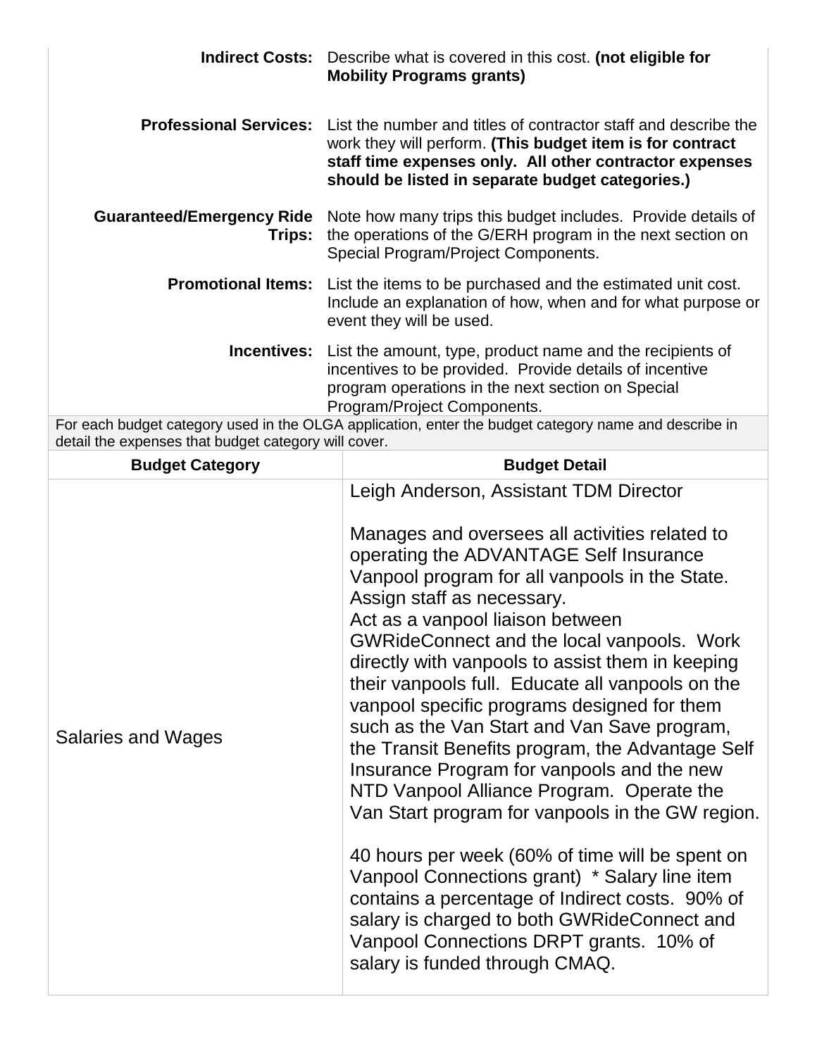| | |
|---|---|
| **Indirect Costs:** | Describe what is covered in this cost. **(not eligible for Mobility Programs grants)** |
| **Professional Services:** | List the number and titles of contractor staff and describe the work they will perform. **(This budget item is for contract staff time expenses only. All other contractor expenses should be listed in separate budget categories.)** |
| **Guaranteed/Emergency Ride Trips:** | Note how many trips this budget includes. Provide details of the operations of the G/ERH program in the next section on Special Program/Project Components. |
| **Promotional Items:** | List the items to be purchased and the estimated unit cost. Include an explanation of how, when and for what purpose or event they will be used. |
| **Incentives:** | List the amount, type, product name and the recipients of incentives to be provided. Provide details of incentive program operations in the next section on Special Program/Project Components. |

For each budget category used in the OLGA application, enter the budget category name and describe in detail the expenses that budget category will cover.

| Budget Category | Budget Detail |
|---|---|
| Salaries and Wages | Leigh Anderson, Assistant TDM Director<br><br>Manages and oversees all activities related to operating the ADVANTAGE Self Insurance Vanpool program for all vanpools in the State. Assign staff as necessary.<br>Act as a vanpool liaison between GWRideConnect and the local vanpools. Work directly with vanpools to assist them in keeping their vanpools full. Educate all vanpools on the vanpool specific programs designed for them such as the Van Start and Van Save program, the Transit Benefits program, the Advantage Self Insurance Program for vanpools and the new NTD Vanpool Alliance Program. Operate the Van Start program for vanpools in the GW region.<br><br>40 hours per week (60% of time will be spent on Vanpool Connections grant) * Salary line item contains a percentage of Indirect costs. 90% of salary is charged to both GWRideConnect and Vanpool Connections DRPT grants. 10% of salary is funded through CMAQ. |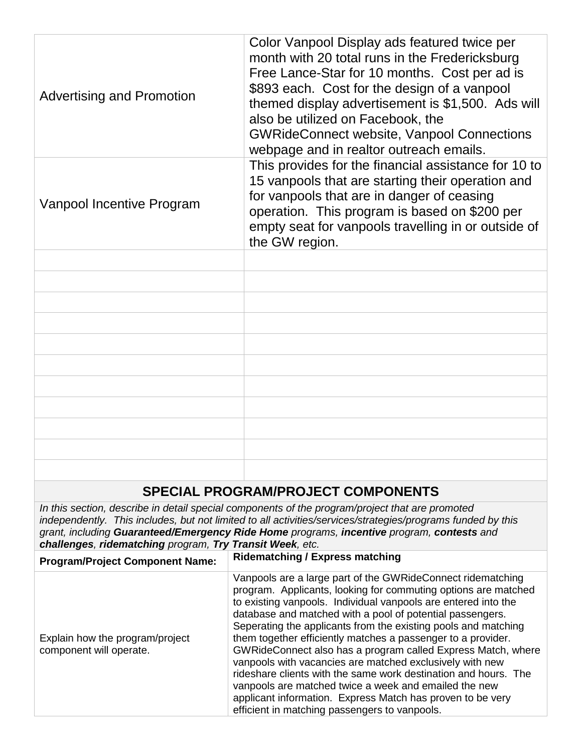| | |
|---|---|
| Advertising and Promotion | Color Vanpool Display ads featured twice per month with 20 total runs in the Fredericksburg Free Lance-Star for 10 months. Cost per ad is $893 each. Cost for the design of a vanpool themed display advertisement is $1,500. Ads will also be utilized on Facebook, the GWRideConnect website, Vanpool Connections webpage and in realtor outreach emails. |
| Vanpool Incentive Program | This provides for the financial assistance for 10 to 15 vanpools that are starting their operation and for vanpools that are in danger of ceasing operation. This program is based on $200 per empty seat for vanpools travelling in or outside of the GW region. |
| | |
| | |
| | |
| | |
| | |
| | |
| | |
| | |
| | |
| | |
| | |

## SPECIAL PROGRAM/PROJECT COMPONENTS

*In this section, describe in detail special components of the program/project that are promoted independently. This includes, but not limited to all activities/services/strategies/programs funded by this grant, including **Guaranteed/Emergency Ride Home** programs, **incentive** program, **contests** and **challenges**, **ridematching** program, **Try Transit Week**, etc.*

| **Program/Project Component Name:** | **Ridematching / Express matching** |
|---|---|
| Explain how the program/project component will operate. | Vanpools are a large part of the GWRideConnect ridematching program. Applicants, looking for commuting options are matched to existing vanpools. Individual vanpools are entered into the database and matched with a pool of potential passengers. Seperating the applicants from the existing pools and matching them together efficiently matches a passenger to a provider. GWRideConnect also has a program called Express Match, where vanpools with vacancies are matched exclusively with new rideshare clients with the same work destination and hours. The vanpools are matched twice a week and emailed the new applicant information. Express Match has proven to be very efficient in matching passengers to vanpools. |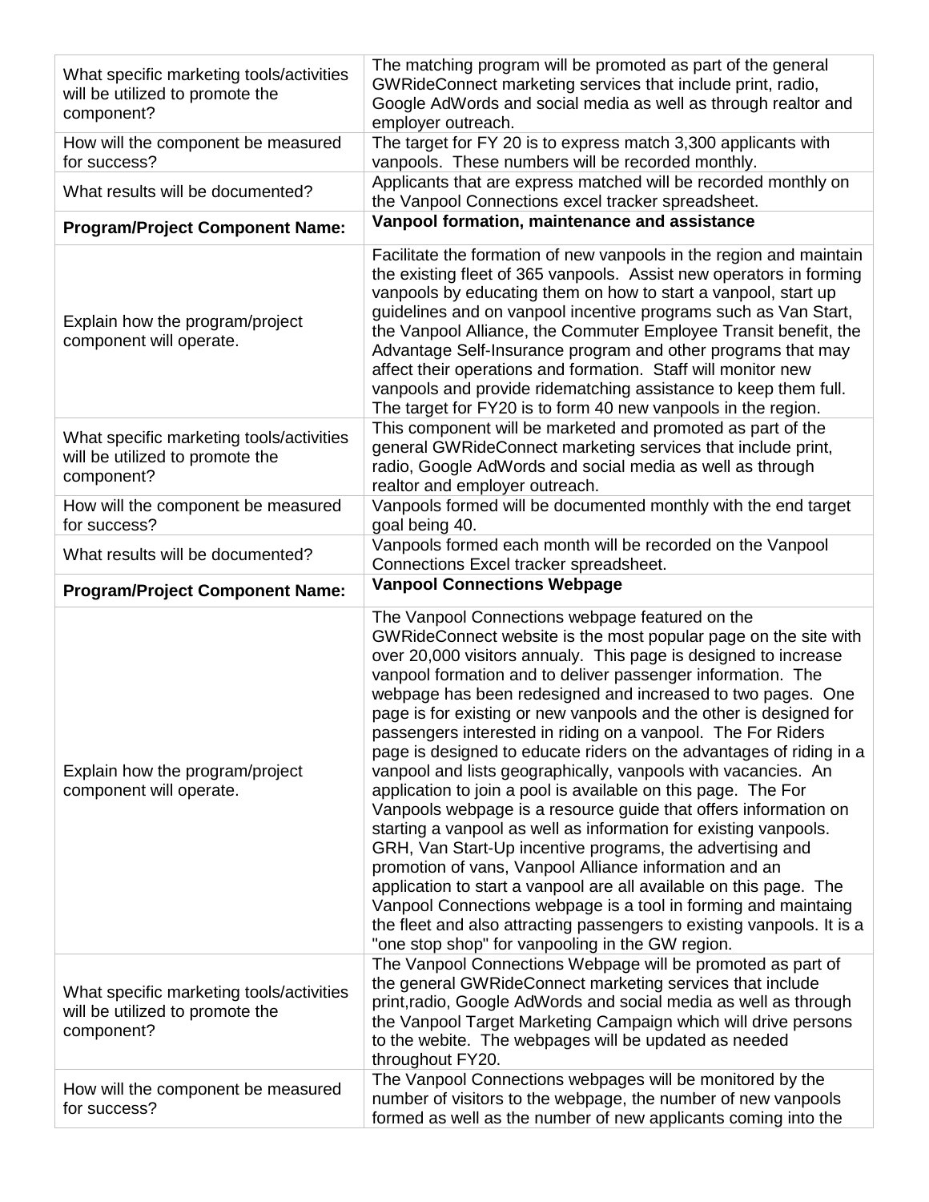| | |
|---|---|
| What specific marketing tools/activities will be utilized to promote the component? | The matching program will be promoted as part of the general GWRideConnect marketing services that include print, radio, Google AdWords and social media as well as through realtor and employer outreach. |
| How will the component be measured for success? | The target for FY 20 is to express match 3,300 applicants with vanpools. These numbers will be recorded monthly. |
| What results will be documented? | Applicants that are express matched will be recorded monthly on the Vanpool Connections excel tracker spreadsheet. |
| **Program/Project Component Name:** | **Vanpool formation, maintenance and assistance** |
| Explain how the program/project component will operate. | Facilitate the formation of new vanpools in the region and maintain the existing fleet of 365 vanpools. Assist new operators in forming vanpools by educating them on how to start a vanpool, start up guidelines and on vanpool incentive programs such as Van Start, the Vanpool Alliance, the Commuter Employee Transit benefit, the Advantage Self-Insurance program and other programs that may affect their operations and formation. Staff will monitor new vanpools and provide ridematching assistance to keep them full. The target for FY20 is to form 40 new vanpools in the region. |
| What specific marketing tools/activities will be utilized to promote the component? | This component will be marketed and promoted as part of the general GWRideConnect marketing services that include print, radio, Google AdWords and social media as well as through realtor and employer outreach. |
| How will the component be measured for success? | Vanpools formed will be documented monthly with the end target goal being 40. |
| What results will be documented? | Vanpools formed each month will be recorded on the Vanpool Connections Excel tracker spreadsheet. |
| **Program/Project Component Name:** | **Vanpool Connections Webpage** |
| Explain how the program/project component will operate. | The Vanpool Connections webpage featured on the GWRideConnect website is the most popular page on the site with over 20,000 visitors annualy. This page is designed to increase vanpool formation and to deliver passenger information. The webpage has been redesigned and increased to two pages. One page is for existing or new vanpools and the other is designed for passengers interested in riding on a vanpool. The For Riders page is designed to educate riders on the advantages of riding in a vanpool and lists geographically, vanpools with vacancies. An application to join a pool is available on this page. The For Vanpools webpage is a resource guide that offers information on starting a vanpool as well as information for existing vanpools. GRH, Van Start-Up incentive programs, the advertising and promotion of vans, Vanpool Alliance information and an application to start a vanpool are all available on this page. The Vanpool Connections webpage is a tool in forming and maintaing the fleet and also attracting passengers to existing vanpools. It is a "one stop shop" for vanpooling in the GW region. |
| What specific marketing tools/activities will be utilized to promote the component? | The Vanpool Connections Webpage will be promoted as part of the general GWRideConnect marketing services that include print,radio, Google AdWords and social media as well as through the Vanpool Target Marketing Campaign which will drive persons to the webite. The webpages will be updated as needed throughout FY20. |
| How will the component be measured for success? | The Vanpool Connections webpages will be monitored by the number of visitors to the webpage, the number of new vanpools formed as well as the number of new applicants coming into the |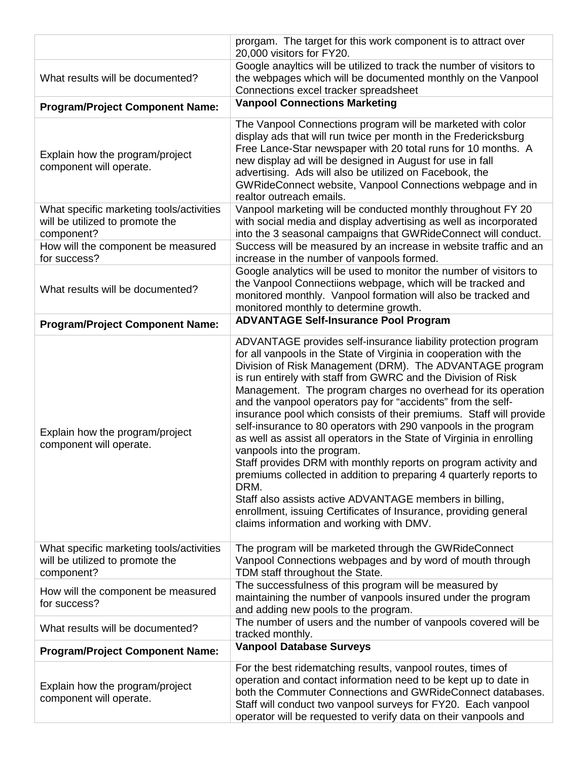| | |
|---|---|
| | prorgam. The target for this work component is to attract over 20,000 visitors for FY20. |
| What results will be documented? | Google anayltics will be utilized to track the number of visitors to the webpages which will be documented monthly on the Vanpool Connections excel tracker spreadsheet |
| **Program/Project Component Name:** | **Vanpool Connections Marketing** |
| Explain how the program/project component will operate. | The Vanpool Connections program will be marketed with color display ads that will run twice per month in the Fredericksburg Free Lance-Star newspaper with 20 total runs for 10 months. A new display ad will be designed in August for use in fall advertising. Ads will also be utilized on Facebook, the GWRideConnect website, Vanpool Connections webpage and in realtor outreach emails. |
| What specific marketing tools/activities will be utilized to promote the component? | Vanpool marketing will be conducted monthly throughout FY 20 with social media and display advertising as well as incorporated into the 3 seasonal campaigns that GWRideConnect will conduct. |
| How will the component be measured for success? | Success will be measured by an increase in website traffic and an increase in the number of vanpools formed. |
| What results will be documented? | Google analytics will be used to monitor the number of visitors to the Vanpool Connectiions webpage, which will be tracked and monitored monthly. Vanpool formation will also be tracked and monitored monthly to determine growth. |
| **Program/Project Component Name:** | **ADVANTAGE Self-Insurance Pool Program** |
| Explain how the program/project component will operate. | ADVANTAGE provides self-insurance liability protection program for all vanpools in the State of Virginia in cooperation with the Division of Risk Management (DRM). The ADVANTAGE program is run entirely with staff from GWRC and the Division of Risk Management. The program charges no overhead for its operation and the vanpool operators pay for "accidents" from the self-insurance pool which consists of their premiums. Staff will provide self-insurance to 80 operators with 290 vanpools in the program as well as assist all operators in the State of Virginia in enrolling vanpools into the program.<br>Staff provides DRM with monthly reports on program activity and premiums collected in addition to preparing 4 quarterly reports to DRM.<br>Staff also assists active ADVANTAGE members in billing, enrollment, issuing Certificates of Insurance, providing general claims information and working with DMV. |
| What specific marketing tools/activities will be utilized to promote the component? | The program will be marketed through the GWRideConnect Vanpool Connections webpages and by word of mouth through TDM staff throughout the State. |
| How will the component be measured for success? | The successfulness of this program will be measured by maintaining the number of vanpools insured under the program and adding new pools to the program. |
| What results will be documented? | The number of users and the number of vanpools covered will be tracked monthly. |
| **Program/Project Component Name:** | **Vanpool Database Surveys** |
| Explain how the program/project component will operate. | For the best ridematching results, vanpool routes, times of operation and contact information need to be kept up to date in both the Commuter Connections and GWRideConnect databases. Staff will conduct two vanpool surveys for FY20. Each vanpool operator will be requested to verify data on their vanpools and |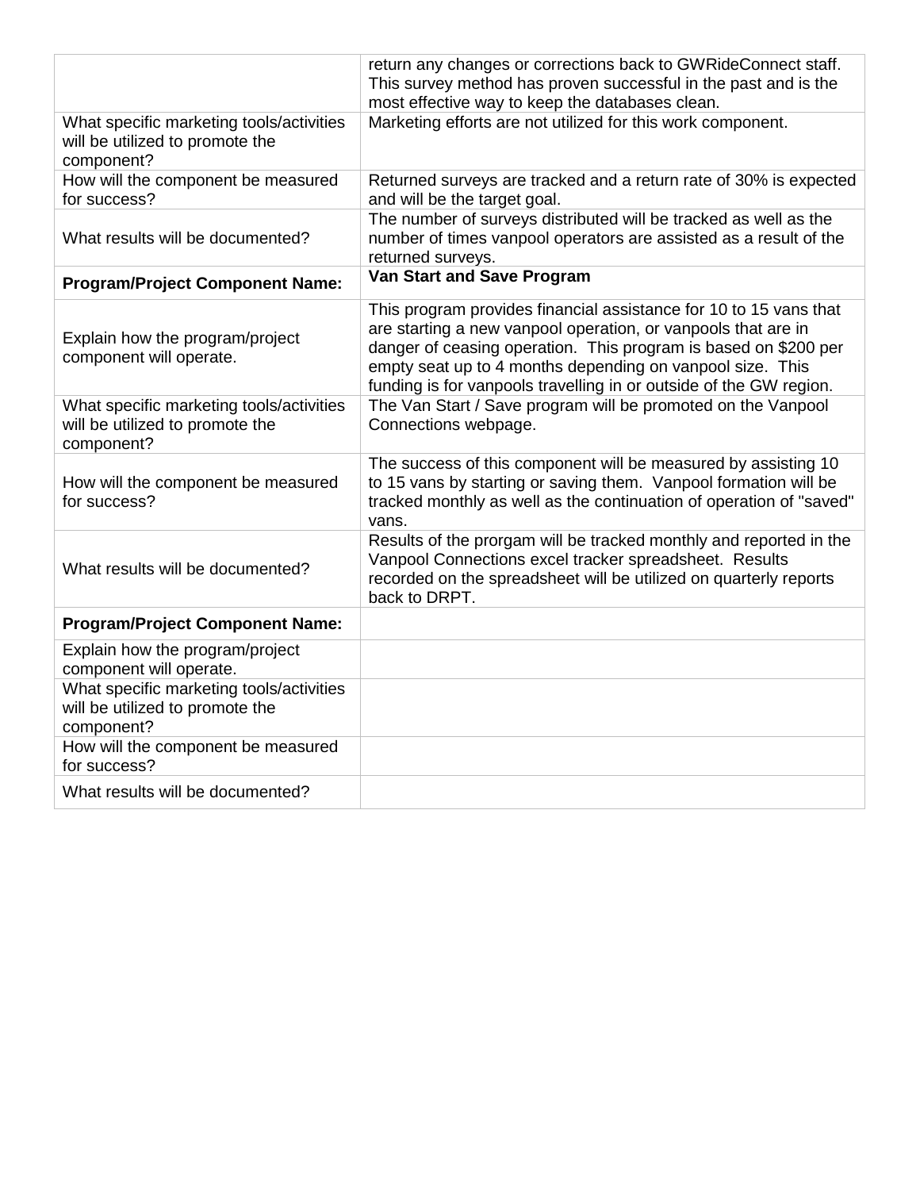| | |
|---|---|
| | return any changes or corrections back to GWRideConnect staff. This survey method has proven successful in the past and is the most effective way to keep the databases clean. |
| What specific marketing tools/activities will be utilized to promote the component? | Marketing efforts are not utilized for this work component. |
| How will the component be measured for success? | Returned surveys are tracked and a return rate of 30% is expected and will be the target goal. |
| What results will be documented? | The number of surveys distributed will be tracked as well as the number of times vanpool operators are assisted as a result of the returned surveys. |
| **Program/Project Component Name:** | **Van Start and Save Program** |
| Explain how the program/project component will operate. | This program provides financial assistance for 10 to 15 vans that are starting a new vanpool operation, or vanpools that are in danger of ceasing operation. This program is based on $200 per empty seat up to 4 months depending on vanpool size. This funding is for vanpools travelling in or outside of the GW region. |
| What specific marketing tools/activities will be utilized to promote the component? | The Van Start / Save program will be promoted on the Vanpool Connections webpage. |
| How will the component be measured for success? | The success of this component will be measured by assisting 10 to 15 vans by starting or saving them. Vanpool formation will be tracked monthly as well as the continuation of operation of "saved" vans. |
| What results will be documented? | Results of the prorgam will be tracked monthly and reported in the Vanpool Connections excel tracker spreadsheet. Results recorded on the spreadsheet will be utilized on quarterly reports back to DRPT. |
| **Program/Project Component Name:** | |
| Explain how the program/project component will operate. | |
| What specific marketing tools/activities will be utilized to promote the component? | |
| How will the component be measured for success? | |
| What results will be documented? | |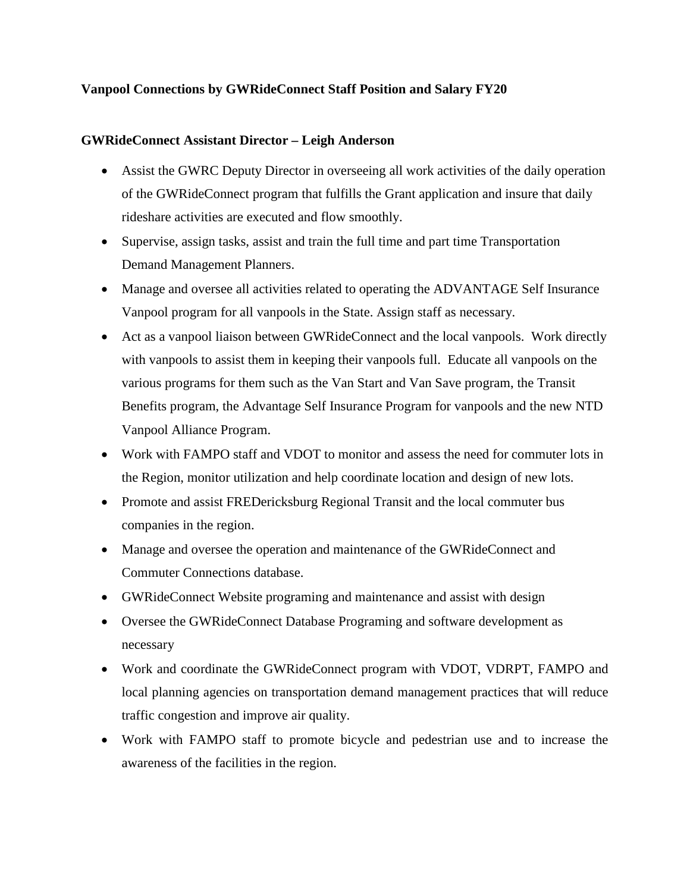**Vanpool Connections by GWRideConnect Staff Position and Salary FY20**

**GWRideConnect Assistant Director – Leigh Anderson**

- Assist the GWRC Deputy Director in overseeing all work activities of the daily operation of the GWRideConnect program that fulfills the Grant application and insure that daily rideshare activities are executed and flow smoothly.
- Supervise, assign tasks, assist and train the full time and part time Transportation Demand Management Planners.
- Manage and oversee all activities related to operating the ADVANTAGE Self Insurance Vanpool program for all vanpools in the State. Assign staff as necessary.
- Act as a vanpool liaison between GWRideConnect and the local vanpools. Work directly with vanpools to assist them in keeping their vanpools full. Educate all vanpools on the various programs for them such as the Van Start and Van Save program, the Transit Benefits program, the Advantage Self Insurance Program for vanpools and the new NTD Vanpool Alliance Program.
- Work with FAMPO staff and VDOT to monitor and assess the need for commuter lots in the Region, monitor utilization and help coordinate location and design of new lots.
- Promote and assist FREDericksburg Regional Transit and the local commuter bus companies in the region.
- Manage and oversee the operation and maintenance of the GWRideConnect and Commuter Connections database.
- GWRideConnect Website programing and maintenance and assist with design
- Oversee the GWRideConnect Database Programing and software development as necessary
- Work and coordinate the GWRideConnect program with VDOT, VDRPT, FAMPO and local planning agencies on transportation demand management practices that will reduce traffic congestion and improve air quality.
- Work with FAMPO staff to promote bicycle and pedestrian use and to increase the awareness of the facilities in the region.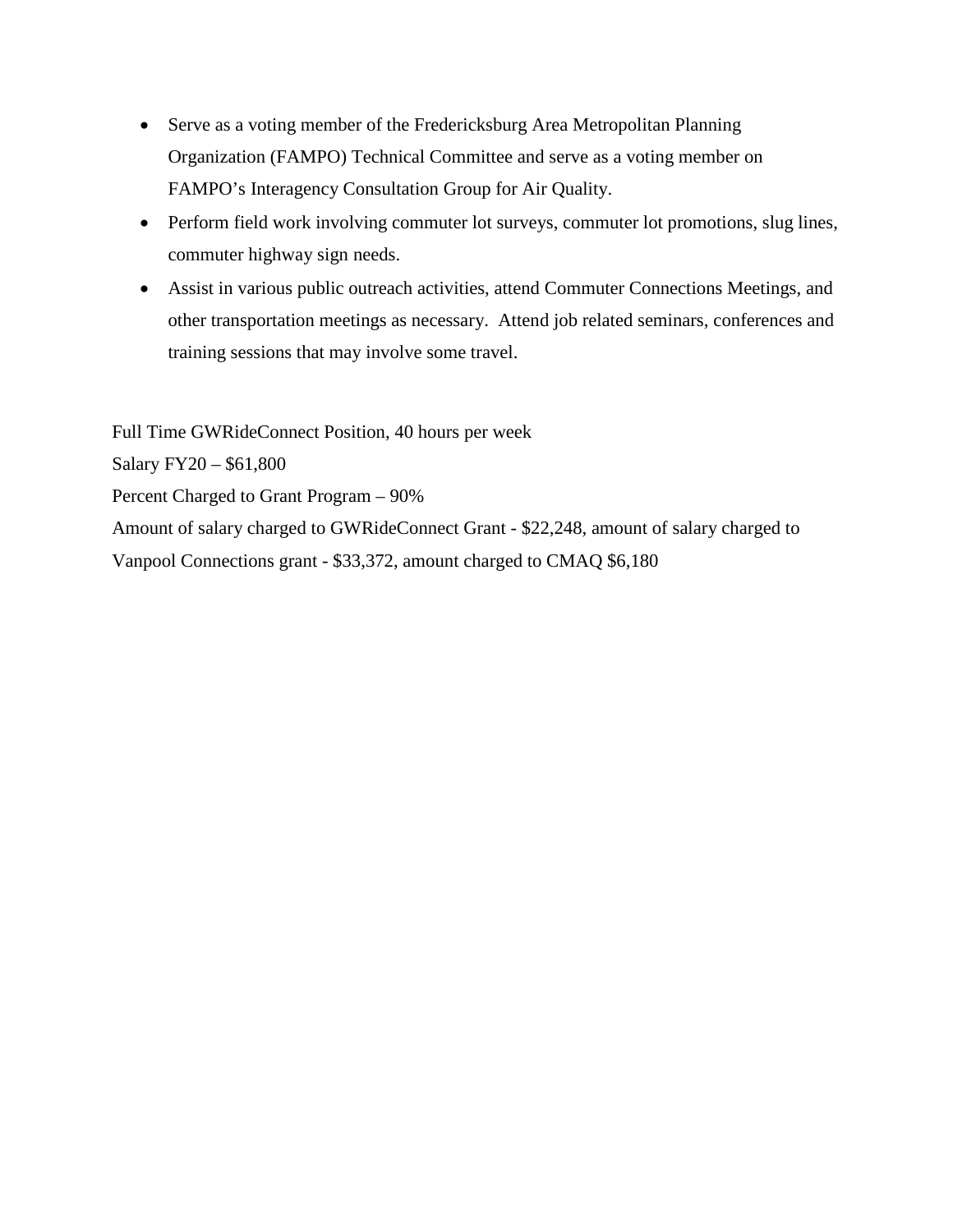- Serve as a voting member of the Fredericksburg Area Metropolitan Planning Organization (FAMPO) Technical Committee and serve as a voting member on FAMPO's Interagency Consultation Group for Air Quality.
- Perform field work involving commuter lot surveys, commuter lot promotions, slug lines, commuter highway sign needs.
- Assist in various public outreach activities, attend Commuter Connections Meetings, and other transportation meetings as necessary. Attend job related seminars, conferences and training sessions that may involve some travel.

Full Time GWRideConnect Position, 40 hours per week

Salary FY20 – $61,800

Percent Charged to Grant Program – 90%

Amount of salary charged to GWRideConnect Grant - $22,248, amount of salary charged to Vanpool Connections grant - $33,372, amount charged to CMAQ $6,180